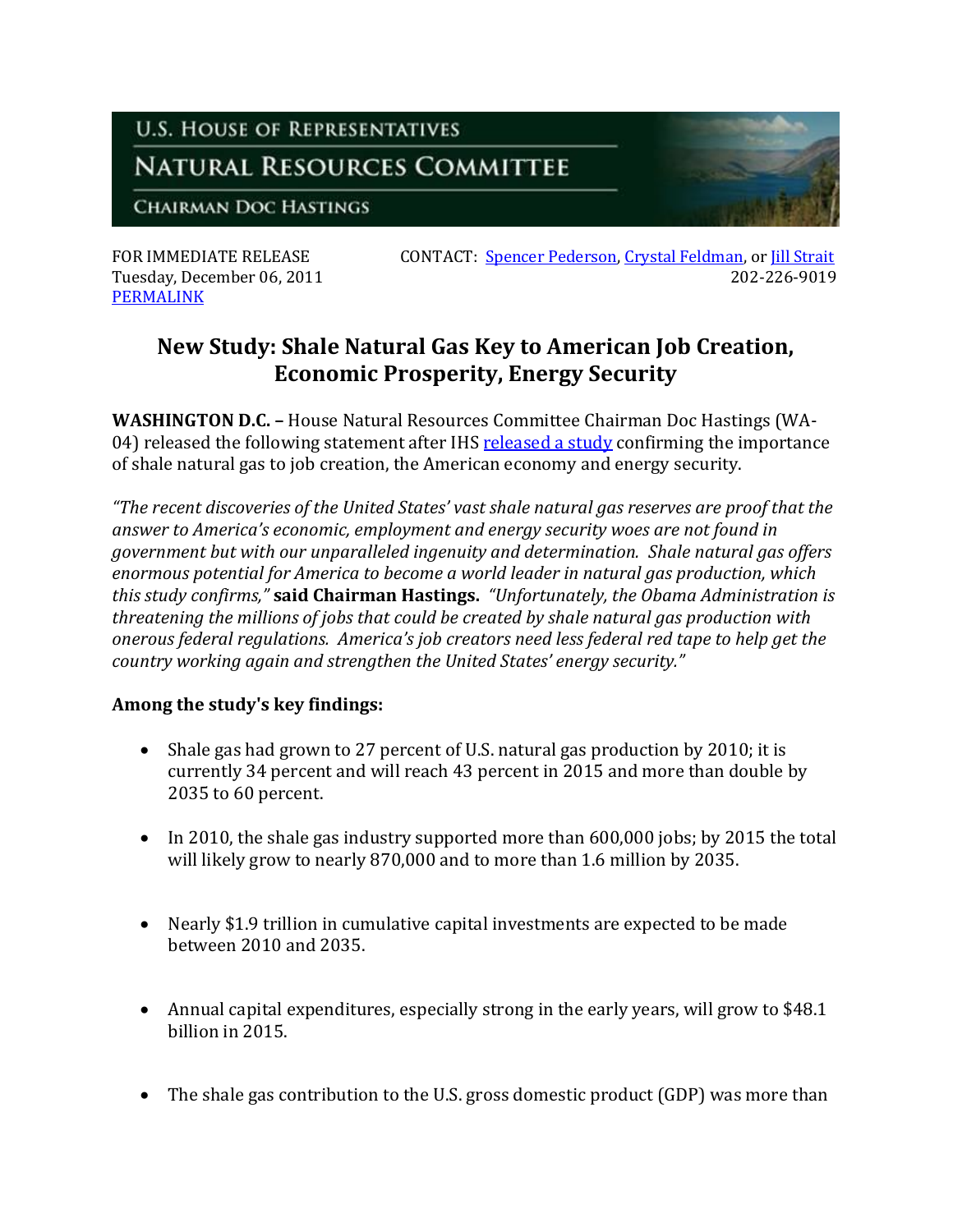U.S. HOUSE OF REPRESENTATIVES

NATURAL RESOURCES COMMITTEE

CHAIRMAN DOC HASTINGS

FOR IMMEDIATE RELEASE
Tuesday, December 06, 2011
PERMALINK

CONTACT: Spencer Pederson, Crystal Feldman, or Jill Strait
202-226-9019

# New Study: Shale Natural Gas Key to American Job Creation, Economic Prosperity, Energy Security

**WASHINGTON D.C. –** House Natural Resources Committee Chairman Doc Hastings (WA-04) released the following statement after IHS released a study confirming the importance of shale natural gas to job creation, the American economy and energy security.

*"The recent discoveries of the United States' vast shale natural gas reserves are proof that the answer to America's economic, employment and energy security woes are not found in government but with our unparalleled ingenuity and determination. Shale natural gas offers enormous potential for America to become a world leader in natural gas production, which this study confirms,"* **said Chairman Hastings.** *"Unfortunately, the Obama Administration is threatening the millions of jobs that could be created by shale natural gas production with onerous federal regulations. America's job creators need less federal red tape to help get the country working again and strengthen the United States' energy security."*

**Among the study's key findings:**

- Shale gas had grown to 27 percent of U.S. natural gas production by 2010; it is currently 34 percent and will reach 43 percent in 2015 and more than double by 2035 to 60 percent.
- In 2010, the shale gas industry supported more than 600,000 jobs; by 2015 the total will likely grow to nearly 870,000 and to more than 1.6 million by 2035.
- Nearly $1.9 trillion in cumulative capital investments are expected to be made between 2010 and 2035.
- Annual capital expenditures, especially strong in the early years, will grow to $48.1 billion in 2015.
- The shale gas contribution to the U.S. gross domestic product (GDP) was more than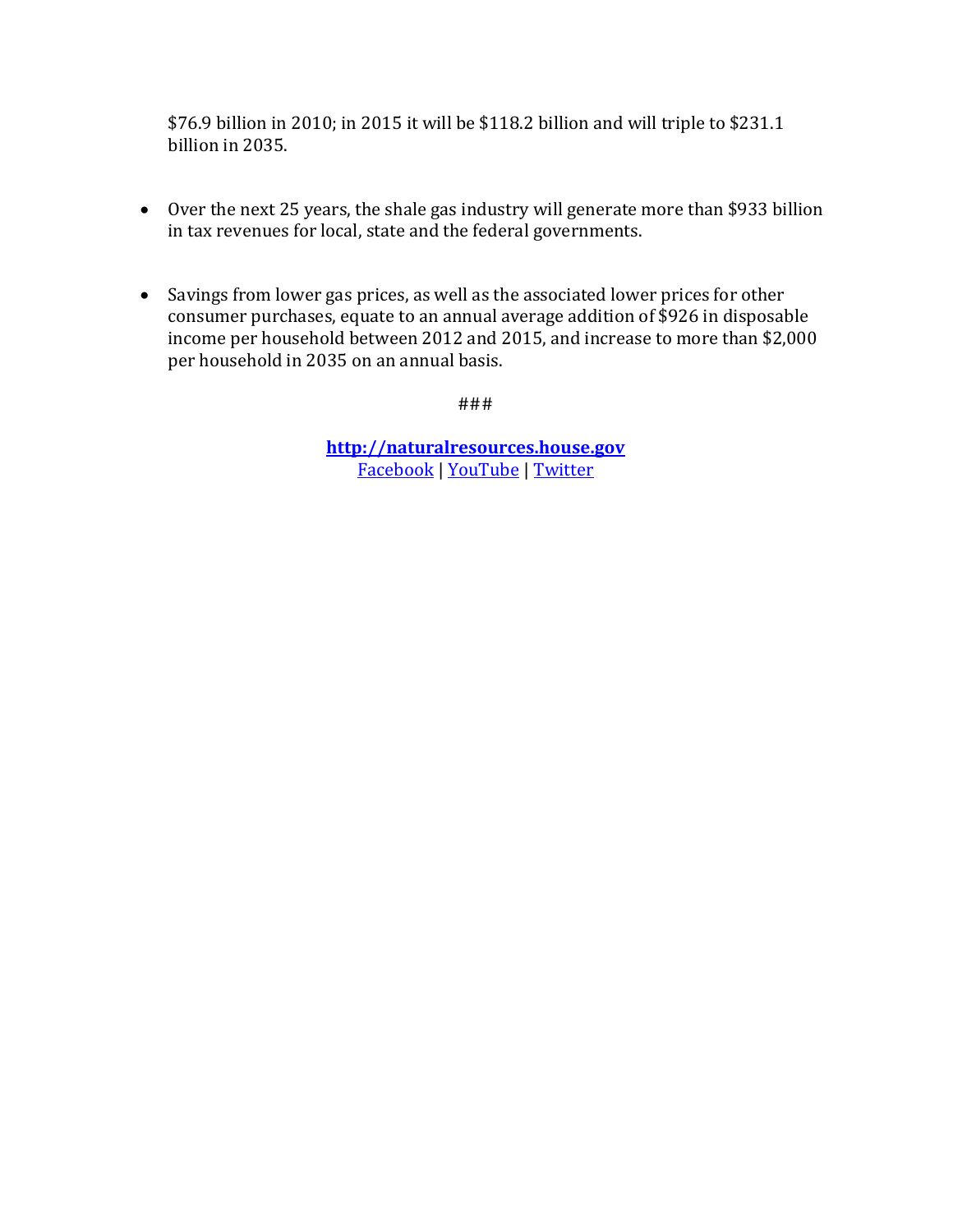$76.9 billion in 2010; in 2015 it will be $118.2 billion and will triple to $231.1 billion in 2035.

- Over the next 25 years, the shale gas industry will generate more than $933 billion in tax revenues for local, state and the federal governments.

- Savings from lower gas prices, as well as the associated lower prices for other consumer purchases, equate to an annual average addition of $926 in disposable income per household between 2012 and 2015, and increase to more than $2,000 per household in 2035 on an annual basis.

###

**http://naturalresources.house.gov**
Facebook | YouTube | Twitter